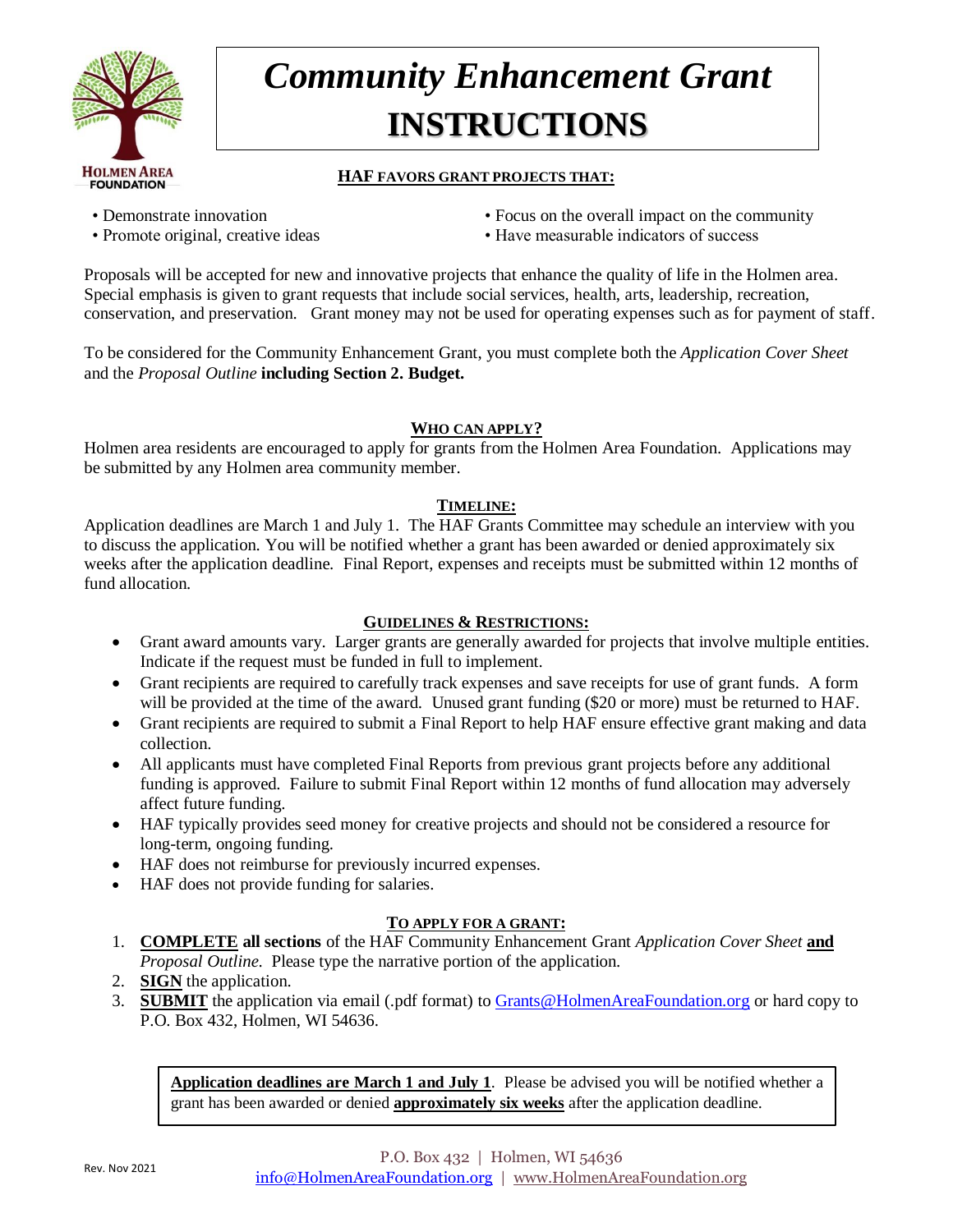HOLMEN AREA FOUNDATION

# *Community Enhancement Grant* **INSTRUCTIONS**

**HAF FAVORS GRANT PROJECTS THAT:**

- Demonstrate innovation
- Promote original, creative ideas
- Focus on the overall impact on the community
- Have measurable indicators of success

Proposals will be accepted for new and innovative projects that enhance the quality of life in the Holmen area. Special emphasis is given to grant requests that include social services, health, arts, leadership, recreation, conservation, and preservation. Grant money may not be used for operating expenses such as for payment of staff.

To be considered for the Community Enhancement Grant, you must complete both the *Application Cover Sheet* and the *Proposal Outline* **including Section 2. Budget.**

## WHO CAN APPLY?

Holmen area residents are encouraged to apply for grants from the Holmen Area Foundation. Applications may be submitted by any Holmen area community member.

## TIMELINE:

Application deadlines are March 1 and July 1. The HAF Grants Committee may schedule an interview with you to discuss the application. You will be notified whether a grant has been awarded or denied approximately six weeks after the application deadline. Final Report, expenses and receipts must be submitted within 12 months of fund allocation.

## GUIDELINES & RESTRICTIONS:

- Grant award amounts vary. Larger grants are generally awarded for projects that involve multiple entities. Indicate if the request must be funded in full to implement.
- Grant recipients are required to carefully track expenses and save receipts for use of grant funds. A form will be provided at the time of the award. Unused grant funding ($20 or more) must be returned to HAF.
- Grant recipients are required to submit a Final Report to help HAF ensure effective grant making and data collection.
- All applicants must have completed Final Reports from previous grant projects before any additional funding is approved. Failure to submit Final Report within 12 months of fund allocation may adversely affect future funding.
- HAF typically provides seed money for creative projects and should not be considered a resource for long-term, ongoing funding.
- HAF does not reimburse for previously incurred expenses.
- HAF does not provide funding for salaries.

## TO APPLY FOR A GRANT:

1. **COMPLETE all sections** of the HAF Community Enhancement Grant *Application Cover Sheet* **and** *Proposal Outline.* Please type the narrative portion of the application.
2. **SIGN** the application.
3. **SUBMIT** the application via email (.pdf format) to Grants@HolmenAreaFoundation.org or hard copy to P.O. Box 432, Holmen, WI 54636.

**Application deadlines are March 1 and July 1**. Please be advised you will be notified whether a grant has been awarded or denied **approximately six weeks** after the application deadline.

Rev. Nov 2021

P.O. Box 432 | Holmen, WI 54636
info@HolmenAreaFoundation.org | www.HolmenAreaFoundation.org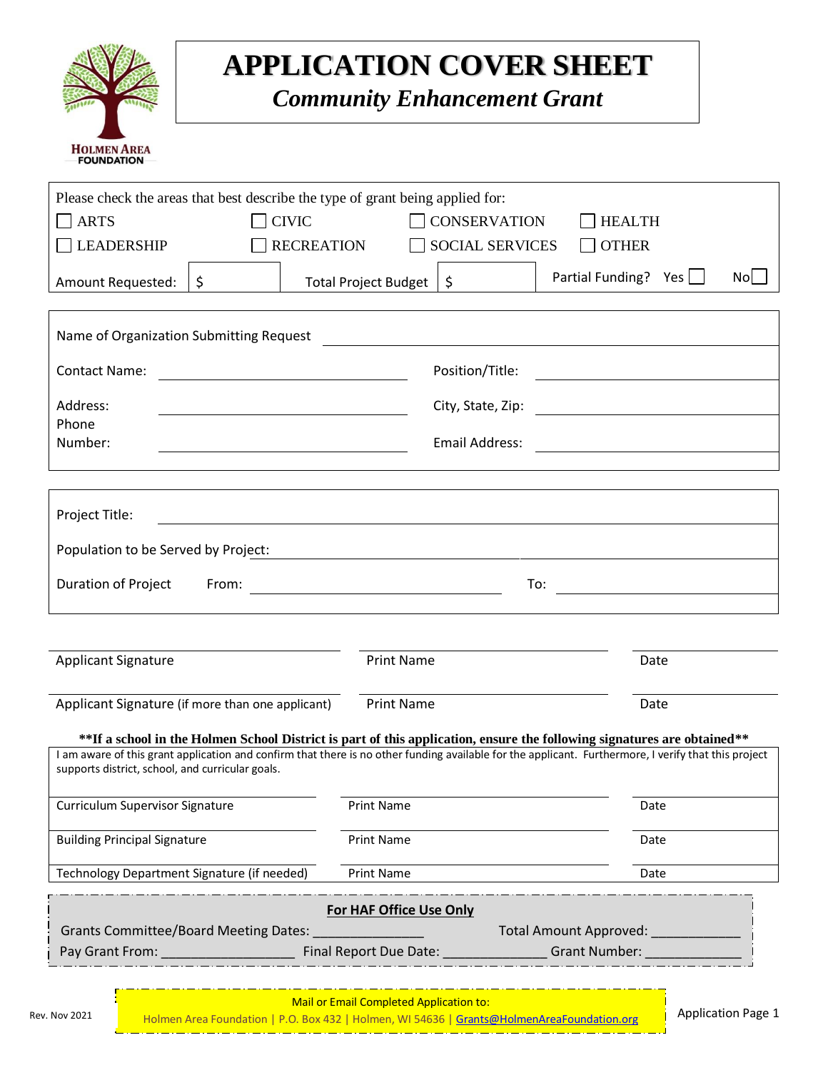HOLMEN AREA FOUNDATION

# APPLICATION COVER SHEET

## *Community Enhancement Grant*

Please check the areas that best describe the type of grant being applied for:

| | | | |
|---|---|---|---|
| ☐ ARTS | ☐ CIVIC | ☐ CONSERVATION | ☐ HEALTH |
| ☐ LEADERSHIP | ☐ RECREATION | ☐ SOCIAL SERVICES | ☐ OTHER |

Amount Requested: $ ______ Total Project Budget $ ______ Partial Funding? Yes ☐ No ☐

| | | | |
|---|---|---|---|
| Name of Organization Submitting Request | | | |
| Contact Name: | | Position/Title: | |
| Address: | | City, State, Zip: | |
| Phone Number: | | Email Address: | |

| | | | |
|---|---|---|---|
| Project Title: | | | |
| Population to be Served by Project: | | | |
| Duration of Project From: | | To: | |

| | | |
|---|---|---|
| Applicant Signature | Print Name | Date |
| Applicant Signature (if more than one applicant) | Print Name | Date |

**\*\*If a school in the Holmen School District is part of this application, ensure the following signatures are obtained\*\***

I am aware of this grant application and confirm that there is no other funding available for the applicant. Furthermore, I verify that this project supports district, school, and curricular goals.

| | | |
|---|---|---|
| Curriculum Supervisor Signature | Print Name | Date |
| Building Principal Signature | Print Name | Date |
| Technology Department Signature (if needed) | Print Name | Date |

**For HAF Office Use Only**

Grants Committee/Board Meeting Dates: ______________ Total Amount Approved: ___________

Pay Grant From: _________________ Final Report Due Date: _____________ Grant Number: ____________

Mail or Email Completed Application to:
Holmen Area Foundation | P.O. Box 432 | Holmen, WI 54636 | Grants@HolmenAreaFoundation.org

Rev. Nov 2021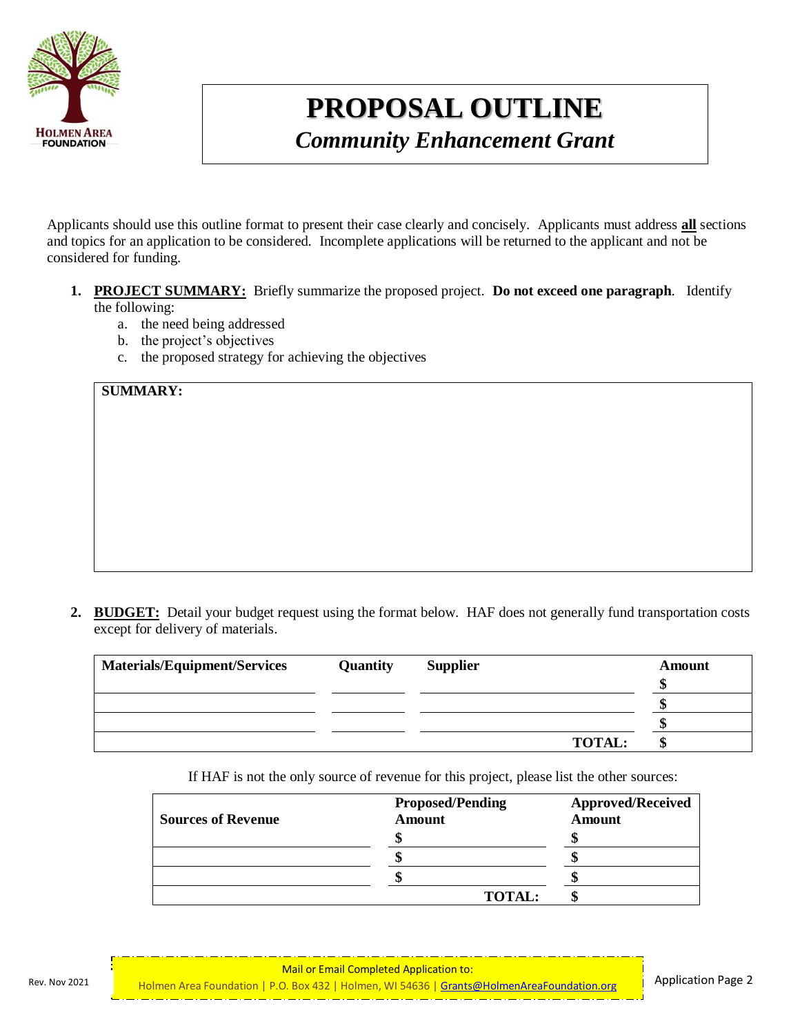# PROPOSAL OUTLINE

## *Community Enhancement Grant*

Applicants should use this outline format to present their case clearly and concisely. Applicants must address **all** sections and topics for an application to be considered. Incomplete applications will be returned to the applicant and not be considered for funding.

1. **PROJECT SUMMARY:** Briefly summarize the proposed project. **Do not exceed one paragraph**. Identify the following:
   a. the need being addressed
   b. the project's objectives
   c. the proposed strategy for achieving the objectives

**SUMMARY:**

2. **BUDGET:** Detail your budget request using the format below. HAF does not generally fund transportation costs except for delivery of materials.

| Materials/Equipment/Services | Quantity | Supplier | Amount |
|---|---|---|---|
| | | | $ |
| | | | $ |
| | | | $ |
| | | **TOTAL:** | $ |

If HAF is not the only source of revenue for this project, please list the other sources:

| Sources of Revenue | Proposed/Pending Amount | Approved/Received Amount |
|---|---|---|
| | $ | $ |
| | $ | $ |
| | $ | $ |
| | **TOTAL:** | $ |

Mail or Email Completed Application to:
Holmen Area Foundation | P.O. Box 432 | Holmen, WI 54636 | Grants@HolmenAreaFoundation.org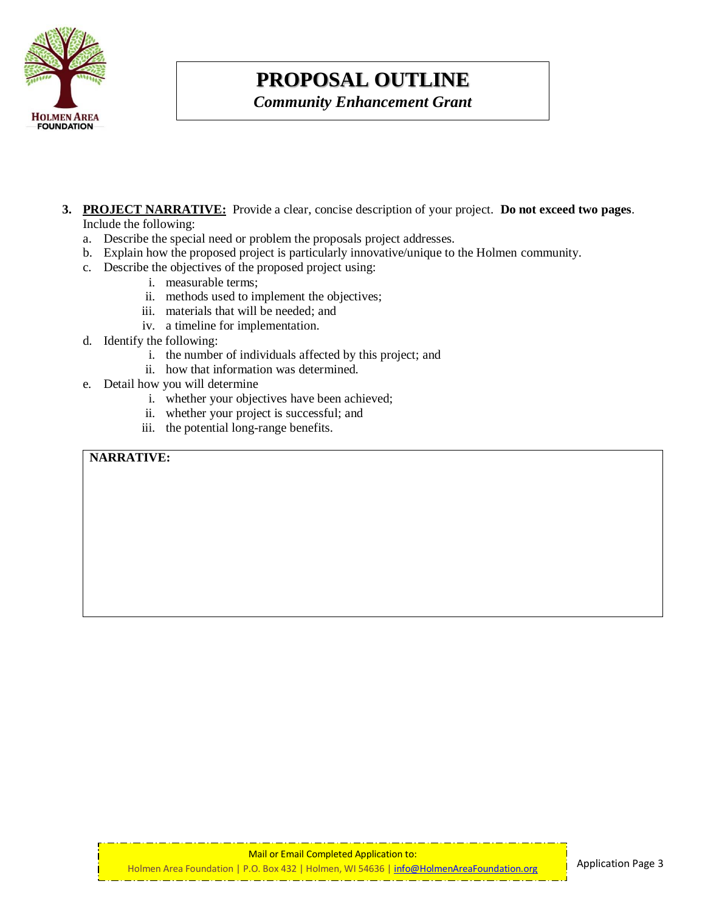# PROPOSAL OUTLINE

***Community Enhancement Grant***

3. **PROJECT NARRATIVE:** Provide a clear, concise description of your project. **Do not exceed two pages**. Include the following:
   a. Describe the special need or problem the proposals project addresses.
   b. Explain how the proposed project is particularly innovative/unique to the Holmen community.
   c. Describe the objectives of the proposed project using:
      i. measurable terms;
      ii. methods used to implement the objectives;
      iii. materials that will be needed; and
      iv. a timeline for implementation.
   d. Identify the following:
      i. the number of individuals affected by this project; and
      ii. how that information was determined.
   e. Detail how you will determine
      i. whether your objectives have been achieved;
      ii. whether your project is successful; and
      iii. the potential long-range benefits.

**NARRATIVE:**

Mail or Email Completed Application to:
Holmen Area Foundation | P.O. Box 432 | Holmen, WI 54636 | info@HolmenAreaFoundation.org